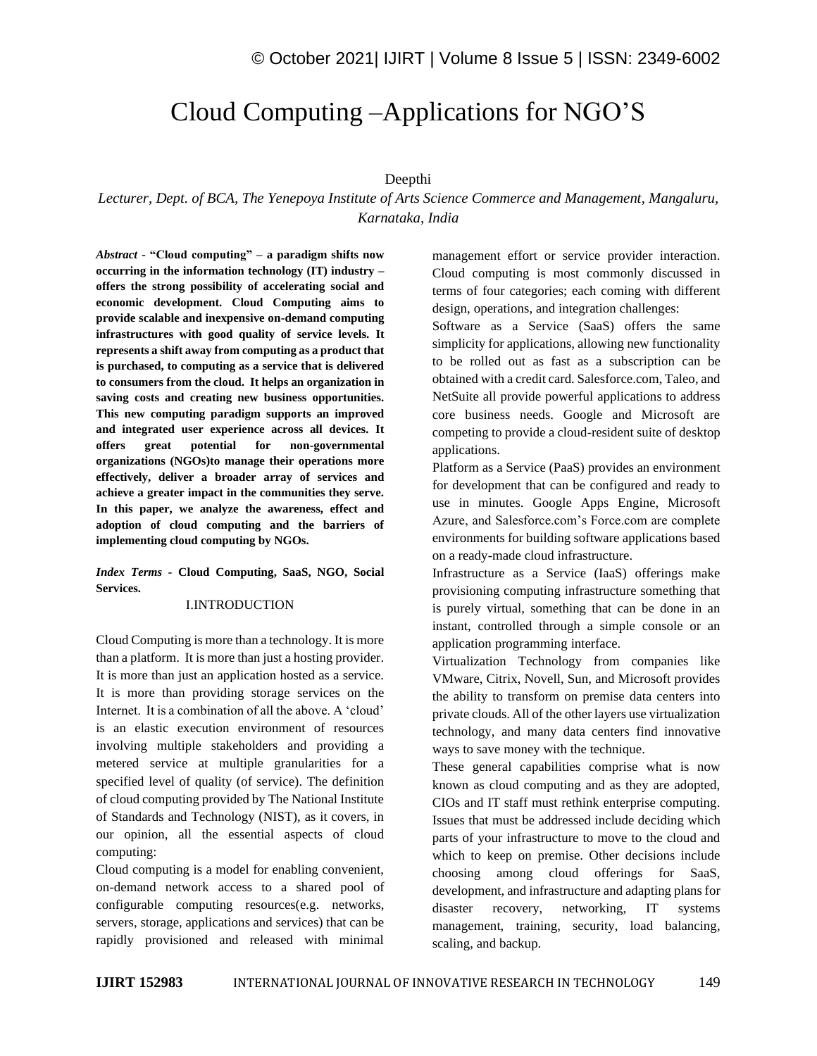# Cloud Computing –Applications for NGO'S

Deepthi

*Lecturer, Dept. of BCA, The Yenepoya Institute of Arts Science Commerce and Management, Mangaluru, Karnataka, India*

***Abstract*** **- "Cloud computing" – a paradigm shifts now occurring in the information technology (IT) industry – offers the strong possibility of accelerating social and economic development. Cloud Computing aims to provide scalable and inexpensive on-demand computing infrastructures with good quality of service levels. It represents a shift away from computing as a product that is purchased, to computing as a service that is delivered to consumers from the cloud. It helps an organization in saving costs and creating new business opportunities. This new computing paradigm supports an improved and integrated user experience across all devices. It offers great potential for non-governmental organizations (NGOs)to manage their operations more effectively, deliver a broader array of services and achieve a greater impact in the communities they serve. In this paper, we analyze the awareness, effect and adoption of cloud computing and the barriers of implementing cloud computing by NGOs.**

***Index Terms*** **- Cloud Computing, SaaS, NGO, Social Services.**

## I.INTRODUCTION

Cloud Computing is more than a technology. It is more than a platform. It is more than just a hosting provider. It is more than just an application hosted as a service. It is more than providing storage services on the Internet. It is a combination of all the above. A 'cloud' is an elastic execution environment of resources involving multiple stakeholders and providing a metered service at multiple granularities for a specified level of quality (of service). The definition of cloud computing provided by The National Institute of Standards and Technology (NIST), as it covers, in our opinion, all the essential aspects of cloud computing:

Cloud computing is a model for enabling convenient, on-demand network access to a shared pool of configurable computing resources(e.g. networks, servers, storage, applications and services) that can be rapidly provisioned and released with minimal management effort or service provider interaction. Cloud computing is most commonly discussed in terms of four categories; each coming with different design, operations, and integration challenges:

Software as a Service (SaaS) offers the same simplicity for applications, allowing new functionality to be rolled out as fast as a subscription can be obtained with a credit card. Salesforce.com, Taleo, and NetSuite all provide powerful applications to address core business needs. Google and Microsoft are competing to provide a cloud-resident suite of desktop applications.

Platform as a Service (PaaS) provides an environment for development that can be configured and ready to use in minutes. Google Apps Engine, Microsoft Azure, and Salesforce.com's Force.com are complete environments for building software applications based on a ready-made cloud infrastructure.

Infrastructure as a Service (IaaS) offerings make provisioning computing infrastructure something that is purely virtual, something that can be done in an instant, controlled through a simple console or an application programming interface.

Virtualization Technology from companies like VMware, Citrix, Novell, Sun, and Microsoft provides the ability to transform on premise data centers into private clouds. All of the other layers use virtualization technology, and many data centers find innovative ways to save money with the technique.

These general capabilities comprise what is now known as cloud computing and as they are adopted, CIOs and IT staff must rethink enterprise computing. Issues that must be addressed include deciding which parts of your infrastructure to move to the cloud and which to keep on premise. Other decisions include choosing among cloud offerings for SaaS, development, and infrastructure and adapting plans for disaster recovery, networking, IT systems management, training, security, load balancing, scaling, and backup.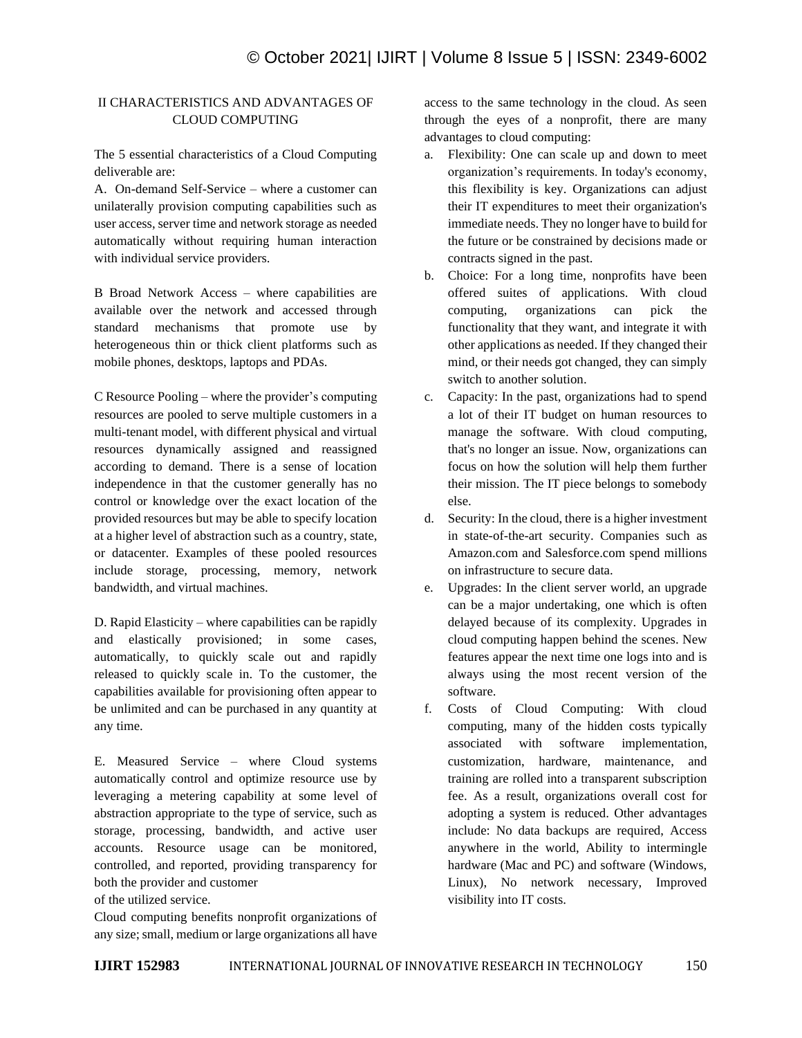## II CHARACTERISTICS AND ADVANTAGES OF CLOUD COMPUTING

The 5 essential characteristics of a Cloud Computing deliverable are:

A. On-demand Self-Service – where a customer can unilaterally provision computing capabilities such as user access, server time and network storage as needed automatically without requiring human interaction with individual service providers.

B Broad Network Access – where capabilities are available over the network and accessed through standard mechanisms that promote use by heterogeneous thin or thick client platforms such as mobile phones, desktops, laptops and PDAs.

C Resource Pooling – where the provider's computing resources are pooled to serve multiple customers in a multi-tenant model, with different physical and virtual resources dynamically assigned and reassigned according to demand. There is a sense of location independence in that the customer generally has no control or knowledge over the exact location of the provided resources but may be able to specify location at a higher level of abstraction such as a country, state, or datacenter. Examples of these pooled resources include storage, processing, memory, network bandwidth, and virtual machines.

D. Rapid Elasticity – where capabilities can be rapidly and elastically provisioned; in some cases, automatically, to quickly scale out and rapidly released to quickly scale in. To the customer, the capabilities available for provisioning often appear to be unlimited and can be purchased in any quantity at any time.

E. Measured Service – where Cloud systems automatically control and optimize resource use by leveraging a metering capability at some level of abstraction appropriate to the type of service, such as storage, processing, bandwidth, and active user accounts. Resource usage can be monitored, controlled, and reported, providing transparency for both the provider and customer of the utilized service.

Cloud computing benefits nonprofit organizations of any size; small, medium or large organizations all have access to the same technology in the cloud. As seen through the eyes of a nonprofit, there are many advantages to cloud computing:

a. Flexibility: One can scale up and down to meet organization's requirements. In today's economy, this flexibility is key. Organizations can adjust their IT expenditures to meet their organization's immediate needs. They no longer have to build for the future or be constrained by decisions made or contracts signed in the past.
b. Choice: For a long time, nonprofits have been offered suites of applications. With cloud computing, organizations can pick the functionality that they want, and integrate it with other applications as needed. If they changed their mind, or their needs got changed, they can simply switch to another solution.
c. Capacity: In the past, organizations had to spend a lot of their IT budget on human resources to manage the software. With cloud computing, that's no longer an issue. Now, organizations can focus on how the solution will help them further their mission. The IT piece belongs to somebody else.
d. Security: In the cloud, there is a higher investment in state-of-the-art security. Companies such as Amazon.com and Salesforce.com spend millions on infrastructure to secure data.
e. Upgrades: In the client server world, an upgrade can be a major undertaking, one which is often delayed because of its complexity. Upgrades in cloud computing happen behind the scenes. New features appear the next time one logs into and is always using the most recent version of the software.
f. Costs of Cloud Computing: With cloud computing, many of the hidden costs typically associated with software implementation, customization, hardware, maintenance, and training are rolled into a transparent subscription fee. As a result, organizations overall cost for adopting a system is reduced. Other advantages include: No data backups are required, Access anywhere in the world, Ability to intermingle hardware (Mac and PC) and software (Windows, Linux), No network necessary, Improved visibility into IT costs.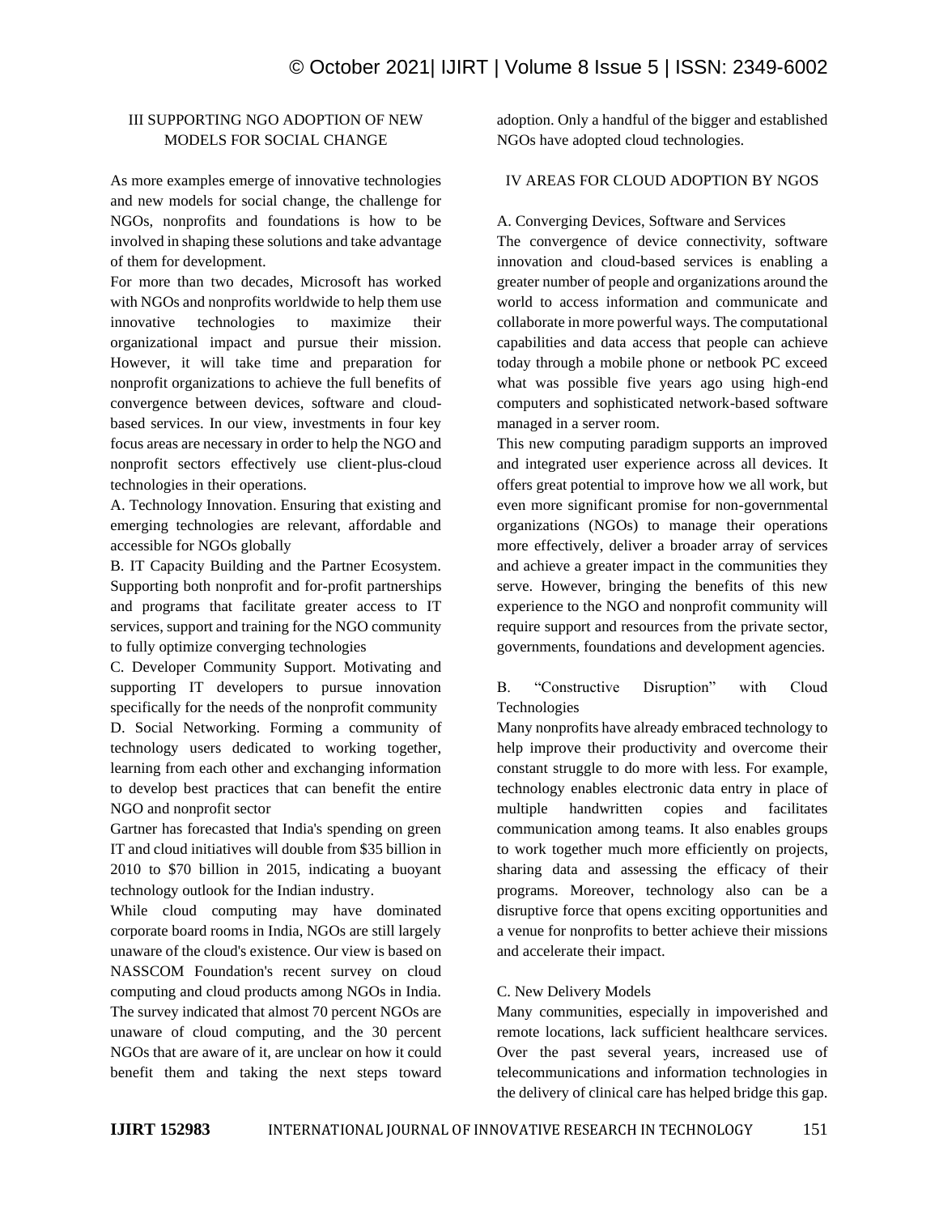## III SUPPORTING NGO ADOPTION OF NEW MODELS FOR SOCIAL CHANGE

As more examples emerge of innovative technologies and new models for social change, the challenge for NGOs, nonprofits and foundations is how to be involved in shaping these solutions and take advantage of them for development.

For more than two decades, Microsoft has worked with NGOs and nonprofits worldwide to help them use innovative technologies to maximize their organizational impact and pursue their mission. However, it will take time and preparation for nonprofit organizations to achieve the full benefits of convergence between devices, software and cloud-based services. In our view, investments in four key focus areas are necessary in order to help the NGO and nonprofit sectors effectively use client-plus-cloud technologies in their operations.

A. Technology Innovation. Ensuring that existing and emerging technologies are relevant, affordable and accessible for NGOs globally

B. IT Capacity Building and the Partner Ecosystem. Supporting both nonprofit and for-profit partnerships and programs that facilitate greater access to IT services, support and training for the NGO community to fully optimize converging technologies

C. Developer Community Support. Motivating and supporting IT developers to pursue innovation specifically for the needs of the nonprofit community

D. Social Networking. Forming a community of technology users dedicated to working together, learning from each other and exchanging information to develop best practices that can benefit the entire NGO and nonprofit sector

Gartner has forecasted that India's spending on green IT and cloud initiatives will double from $35 billion in 2010 to $70 billion in 2015, indicating a buoyant technology outlook for the Indian industry.

While cloud computing may have dominated corporate board rooms in India, NGOs are still largely unaware of the cloud's existence. Our view is based on NASSCOM Foundation's recent survey on cloud computing and cloud products among NGOs in India. The survey indicated that almost 70 percent NGOs are unaware of cloud computing, and the 30 percent NGOs that are aware of it, are unclear on how it could benefit them and taking the next steps toward adoption. Only a handful of the bigger and established NGOs have adopted cloud technologies.

## IV AREAS FOR CLOUD ADOPTION BY NGOS

### A. Converging Devices, Software and Services

The convergence of device connectivity, software innovation and cloud-based services is enabling a greater number of people and organizations around the world to access information and communicate and collaborate in more powerful ways. The computational capabilities and data access that people can achieve today through a mobile phone or netbook PC exceed what was possible five years ago using high-end computers and sophisticated network-based software managed in a server room.

This new computing paradigm supports an improved and integrated user experience across all devices. It offers great potential to improve how we all work, but even more significant promise for non-governmental organizations (NGOs) to manage their operations more effectively, deliver a broader array of services and achieve a greater impact in the communities they serve. However, bringing the benefits of this new experience to the NGO and nonprofit community will require support and resources from the private sector, governments, foundations and development agencies.

### B. "Constructive Disruption" with Cloud Technologies

Many nonprofits have already embraced technology to help improve their productivity and overcome their constant struggle to do more with less. For example, technology enables electronic data entry in place of multiple handwritten copies and facilitates communication among teams. It also enables groups to work together much more efficiently on projects, sharing data and assessing the efficacy of their programs. Moreover, technology also can be a disruptive force that opens exciting opportunities and a venue for nonprofits to better achieve their missions and accelerate their impact.

### C. New Delivery Models

Many communities, especially in impoverished and remote locations, lack sufficient healthcare services. Over the past several years, increased use of telecommunications and information technologies in the delivery of clinical care has helped bridge this gap.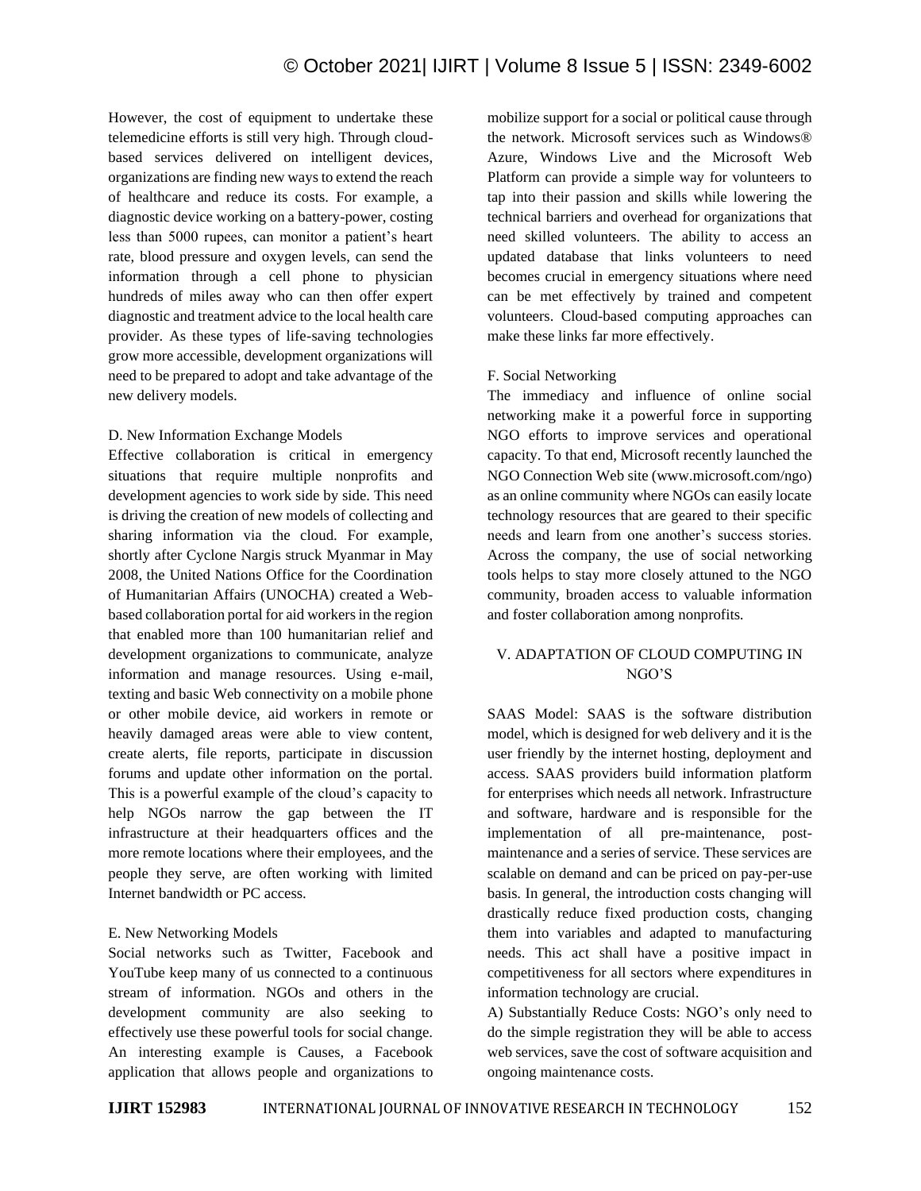However, the cost of equipment to undertake these telemedicine efforts is still very high. Through cloud-based services delivered on intelligent devices, organizations are finding new ways to extend the reach of healthcare and reduce its costs. For example, a diagnostic device working on a battery-power, costing less than 5000 rupees, can monitor a patient's heart rate, blood pressure and oxygen levels, can send the information through a cell phone to physician hundreds of miles away who can then offer expert diagnostic and treatment advice to the local health care provider. As these types of life-saving technologies grow more accessible, development organizations will need to be prepared to adopt and take advantage of the new delivery models.

### D. New Information Exchange Models

Effective collaboration is critical in emergency situations that require multiple nonprofits and development agencies to work side by side. This need is driving the creation of new models of collecting and sharing information via the cloud. For example, shortly after Cyclone Nargis struck Myanmar in May 2008, the United Nations Office for the Coordination of Humanitarian Affairs (UNOCHA) created a Web-based collaboration portal for aid workers in the region that enabled more than 100 humanitarian relief and development organizations to communicate, analyze information and manage resources. Using e-mail, texting and basic Web connectivity on a mobile phone or other mobile device, aid workers in remote or heavily damaged areas were able to view content, create alerts, file reports, participate in discussion forums and update other information on the portal. This is a powerful example of the cloud's capacity to help NGOs narrow the gap between the IT infrastructure at their headquarters offices and the more remote locations where their employees, and the people they serve, are often working with limited Internet bandwidth or PC access.

### E. New Networking Models

Social networks such as Twitter, Facebook and YouTube keep many of us connected to a continuous stream of information. NGOs and others in the development community are also seeking to effectively use these powerful tools for social change. An interesting example is Causes, a Facebook application that allows people and organizations to mobilize support for a social or political cause through the network. Microsoft services such as Windows® Azure, Windows Live and the Microsoft Web Platform can provide a simple way for volunteers to tap into their passion and skills while lowering the technical barriers and overhead for organizations that need skilled volunteers. The ability to access an updated database that links volunteers to need becomes crucial in emergency situations where need can be met effectively by trained and competent volunteers. Cloud-based computing approaches can make these links far more effectively.

### F. Social Networking

The immediacy and influence of online social networking make it a powerful force in supporting NGO efforts to improve services and operational capacity. To that end, Microsoft recently launched the NGO Connection Web site (www.microsoft.com/ngo) as an online community where NGOs can easily locate technology resources that are geared to their specific needs and learn from one another's success stories. Across the company, the use of social networking tools helps to stay more closely attuned to the NGO community, broaden access to valuable information and foster collaboration among nonprofits.

## V. ADAPTATION OF CLOUD COMPUTING IN NGO'S

SAAS Model: SAAS is the software distribution model, which is designed for web delivery and it is the user friendly by the internet hosting, deployment and access. SAAS providers build information platform for enterprises which needs all network. Infrastructure and software, hardware and is responsible for the implementation of all pre-maintenance, post-maintenance and a series of service. These services are scalable on demand and can be priced on pay-per-use basis. In general, the introduction costs changing will drastically reduce fixed production costs, changing them into variables and adapted to manufacturing needs. This act shall have a positive impact in competitiveness for all sectors where expenditures in information technology are crucial.

A) Substantially Reduce Costs: NGO's only need to do the simple registration they will be able to access web services, save the cost of software acquisition and ongoing maintenance costs.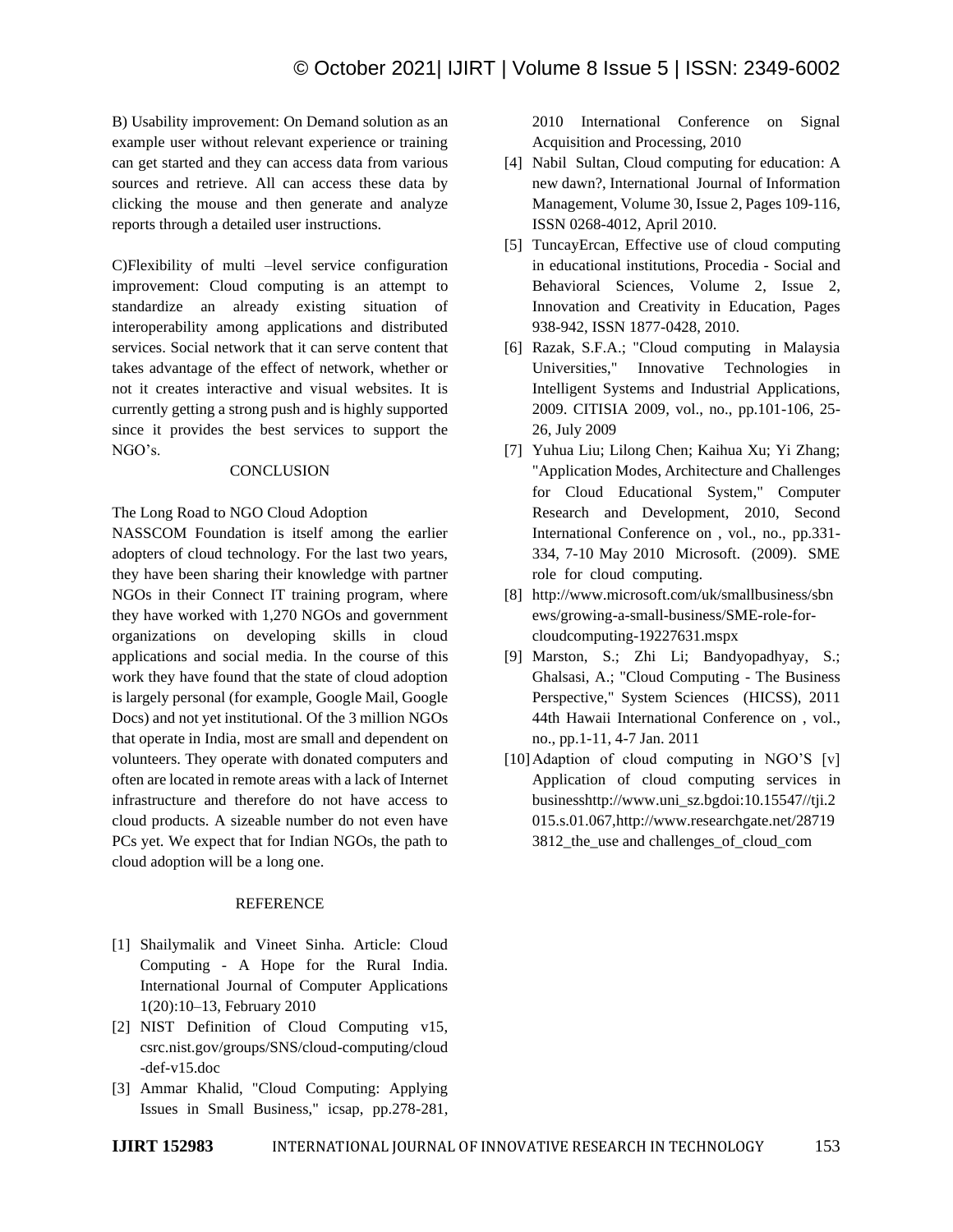B) Usability improvement: On Demand solution as an example user without relevant experience or training can get started and they can access data from various sources and retrieve. All can access these data by clicking the mouse and then generate and analyze reports through a detailed user instructions.

C)Flexibility of multi –level service configuration improvement: Cloud computing is an attempt to standardize an already existing situation of interoperability among applications and distributed services. Social network that it can serve content that takes advantage of the effect of network, whether or not it creates interactive and visual websites. It is currently getting a strong push and is highly supported since it provides the best services to support the NGO's.

## CONCLUSION

The Long Road to NGO Cloud Adoption

NASSCOM Foundation is itself among the earlier adopters of cloud technology. For the last two years, they have been sharing their knowledge with partner NGOs in their Connect IT training program, where they have worked with 1,270 NGOs and government organizations on developing skills in cloud applications and social media. In the course of this work they have found that the state of cloud adoption is largely personal (for example, Google Mail, Google Docs) and not yet institutional. Of the 3 million NGOs that operate in India, most are small and dependent on volunteers. They operate with donated computers and often are located in remote areas with a lack of Internet infrastructure and therefore do not have access to cloud products. A sizeable number do not even have PCs yet. We expect that for Indian NGOs, the path to cloud adoption will be a long one.

## REFERENCE

[1] Shailymalik and Vineet Sinha. Article: Cloud Computing - A Hope for the Rural India. International Journal of Computer Applications 1(20):10–13, February 2010

[2] NIST Definition of Cloud Computing v15, csrc.nist.gov/groups/SNS/cloud-computing/cloud-def-v15.doc

[3] Ammar Khalid, "Cloud Computing: Applying Issues in Small Business," icsap, pp.278-281, 2010 International Conference on Signal Acquisition and Processing, 2010

[4] Nabil Sultan, Cloud computing for education: A new dawn?, International Journal of Information Management, Volume 30, Issue 2, Pages 109-116, ISSN 0268-4012, April 2010.

[5] TuncayErcan, Effective use of cloud computing in educational institutions, Procedia - Social and Behavioral Sciences, Volume 2, Issue 2, Innovation and Creativity in Education, Pages 938-942, ISSN 1877-0428, 2010.

[6] Razak, S.F.A.; "Cloud computing in Malaysia Universities," Innovative Technologies in Intelligent Systems and Industrial Applications, 2009. CITISIA 2009, vol., no., pp.101-106, 25-26, July 2009

[7] Yuhua Liu; Lilong Chen; Kaihua Xu; Yi Zhang; "Application Modes, Architecture and Challenges for Cloud Educational System," Computer Research and Development, 2010, Second International Conference on , vol., no., pp.331-334, 7-10 May 2010 Microsoft. (2009). SME role for cloud computing.

[8] http://www.microsoft.com/uk/smallbusiness/sbnews/growing-a-small-business/SME-role-for-cloudcomputing-19227631.mspx

[9] Marston, S.; Zhi Li; Bandyopadhyay, S.; Ghalsasi, A.; "Cloud Computing - The Business Perspective," System Sciences (HICSS), 2011 44th Hawaii International Conference on , vol., no., pp.1-11, 4-7 Jan. 2011

[10] Adaption of cloud computing in NGO'S [v] Application of cloud computing services in businesshttp://www.uni_sz.bgdoi:10.15547//tji.2015.s.01.067,http://www.researchgate.net/287193812_the_use and challenges_of_cloud_com